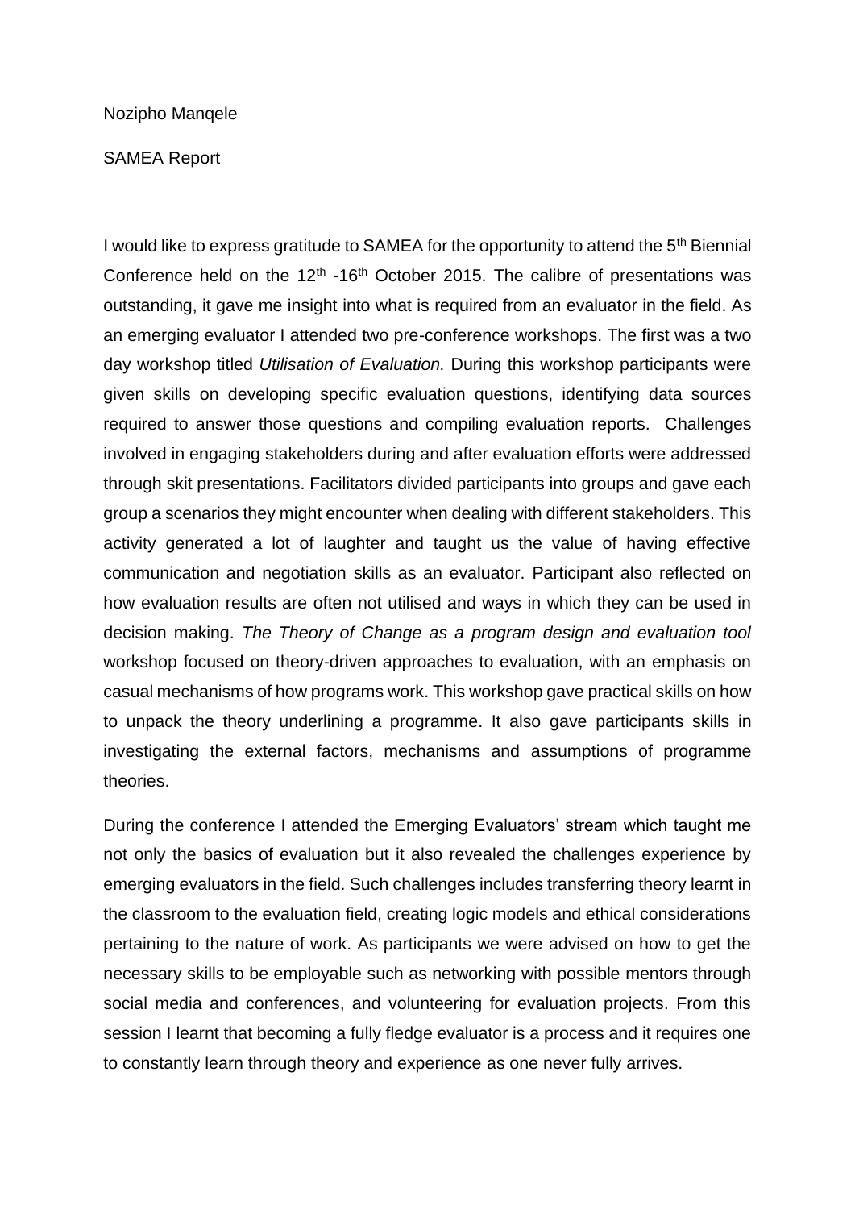Nozipho Manqele

SAMEA Report

I would like to express gratitude to SAMEA for the opportunity to attend the 5th Biennial Conference held on the 12th -16th October 2015. The calibre of presentations was outstanding, it gave me insight into what is required from an evaluator in the field. As an emerging evaluator I attended two pre-conference workshops. The first was a two day workshop titled *Utilisation of Evaluation.* During this workshop participants were given skills on developing specific evaluation questions, identifying data sources required to answer those questions and compiling evaluation reports. Challenges involved in engaging stakeholders during and after evaluation efforts were addressed through skit presentations. Facilitators divided participants into groups and gave each group a scenarios they might encounter when dealing with different stakeholders. This activity generated a lot of laughter and taught us the value of having effective communication and negotiation skills as an evaluator. Participant also reflected on how evaluation results are often not utilised and ways in which they can be used in decision making. *The Theory of Change as a program design and evaluation tool* workshop focused on theory-driven approaches to evaluation, with an emphasis on casual mechanisms of how programs work. This workshop gave practical skills on how to unpack the theory underlining a programme. It also gave participants skills in investigating the external factors, mechanisms and assumptions of programme theories.

During the conference I attended the Emerging Evaluators' stream which taught me not only the basics of evaluation but it also revealed the challenges experience by emerging evaluators in the field. Such challenges includes transferring theory learnt in the classroom to the evaluation field, creating logic models and ethical considerations pertaining to the nature of work. As participants we were advised on how to get the necessary skills to be employable such as networking with possible mentors through social media and conferences, and volunteering for evaluation projects. From this session I learnt that becoming a fully fledge evaluator is a process and it requires one to constantly learn through theory and experience as one never fully arrives.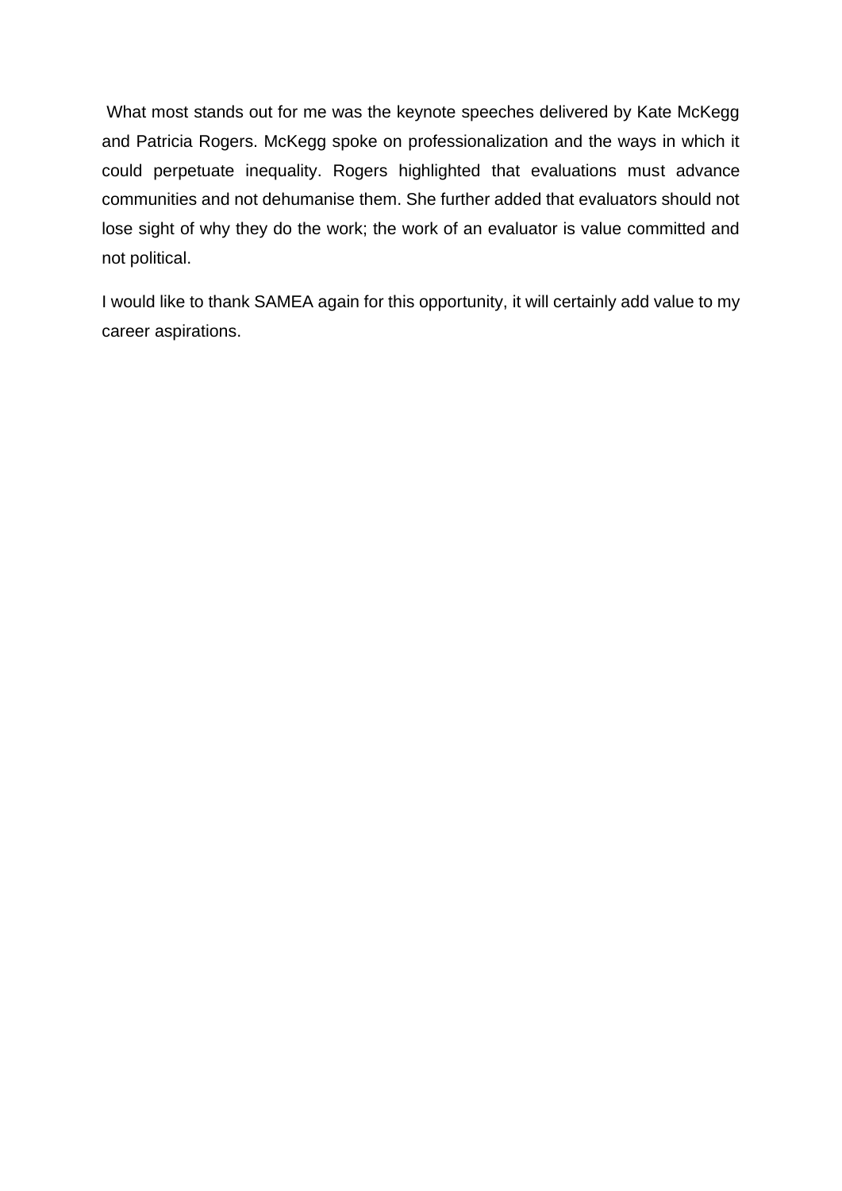What most stands out for me was the keynote speeches delivered by Kate McKegg and Patricia Rogers. McKegg spoke on professionalization and the ways in which it could perpetuate inequality. Rogers highlighted that evaluations must advance communities and not dehumanise them. She further added that evaluators should not lose sight of why they do the work; the work of an evaluator is value committed and not political.

I would like to thank SAMEA again for this opportunity, it will certainly add value to my career aspirations.